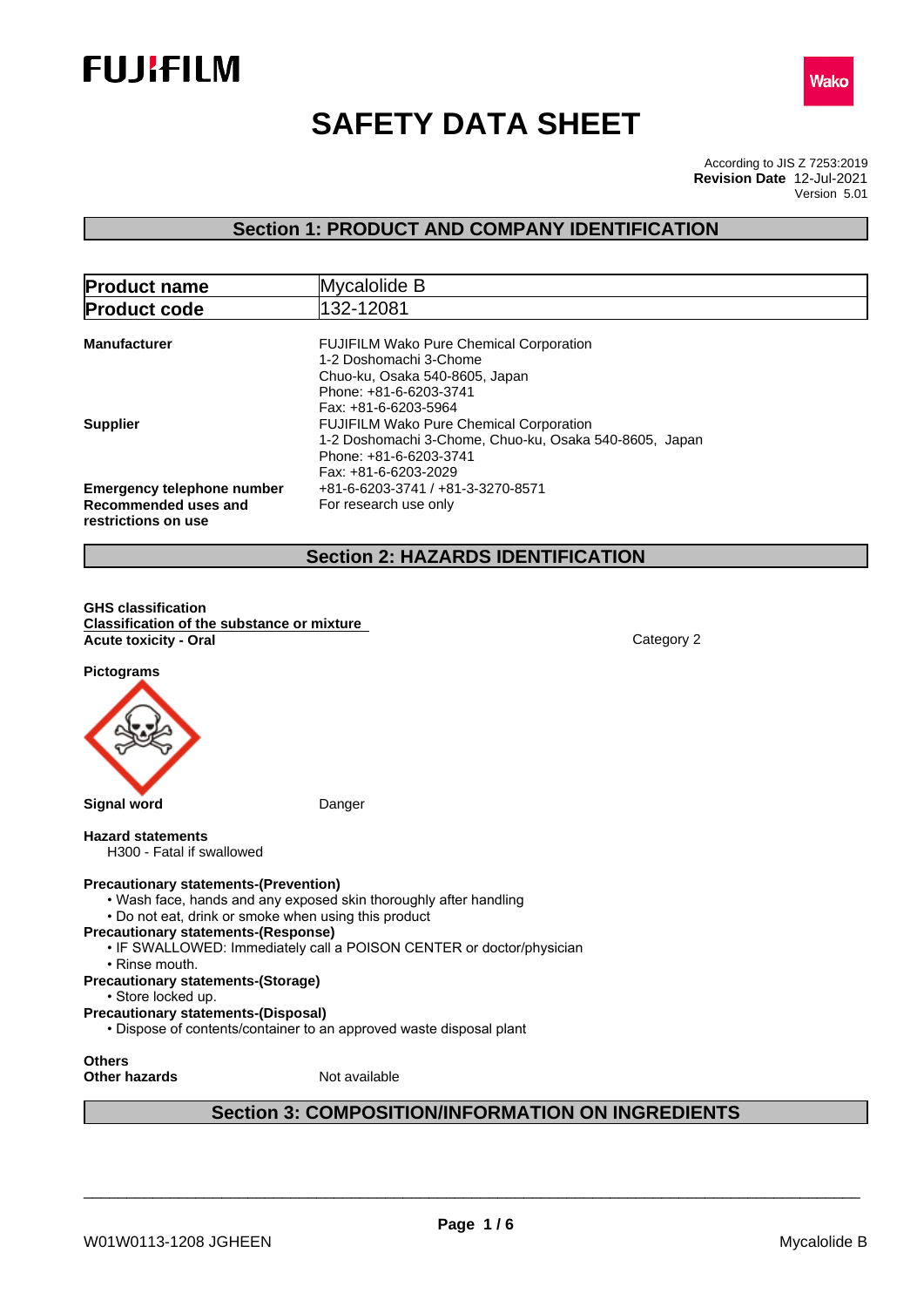FUJIFILM

Wako

# SAFETY DATA SHEET

According to JIS Z 7253:2019
**Revision Date** 12-Jul-2021
Version 5.01

## Section 1: PRODUCT AND COMPANY IDENTIFICATION

| **Product name** | Mycalolide B |
|---|---|
| **Product code** | 132-12081 |

**Manufacturer**
FUJIFILM Wako Pure Chemical Corporation
1-2 Doshomachi 3-Chome
Chuo-ku, Osaka 540-8605, Japan
Phone: +81-6-6203-3741
Fax: +81-6-6203-5964

**Supplier**
FUJIFILM Wako Pure Chemical Corporation
1-2 Doshomachi 3-Chome, Chuo-ku, Osaka 540-8605, Japan
Phone: +81-6-6203-3741
Fax: +81-6-6203-2029

**Emergency telephone number** +81-6-6203-3741 / +81-3-3270-8571

**Recommended uses and restrictions on use** For research use only

## Section 2: HAZARDS IDENTIFICATION

**GHS classification**

**Classification of the substance or mixture**

**Acute toxicity - Oral** Category 2

**Pictograms**

**Signal word** Danger

**Hazard statements**

H300 - Fatal if swallowed

**Precautionary statements-(Prevention)**

- Wash face, hands and any exposed skin thoroughly after handling
- Do not eat, drink or smoke when using this product

**Precautionary statements-(Response)**

- IF SWALLOWED: Immediately call a POISON CENTER or doctor/physician
- Rinse mouth.

**Precautionary statements-(Storage)**

- Store locked up.

**Precautionary statements-(Disposal)**

- Dispose of contents/container to an approved waste disposal plant

**Others**

**Other hazards** Not available

## Section 3: COMPOSITION/INFORMATION ON INGREDIENTS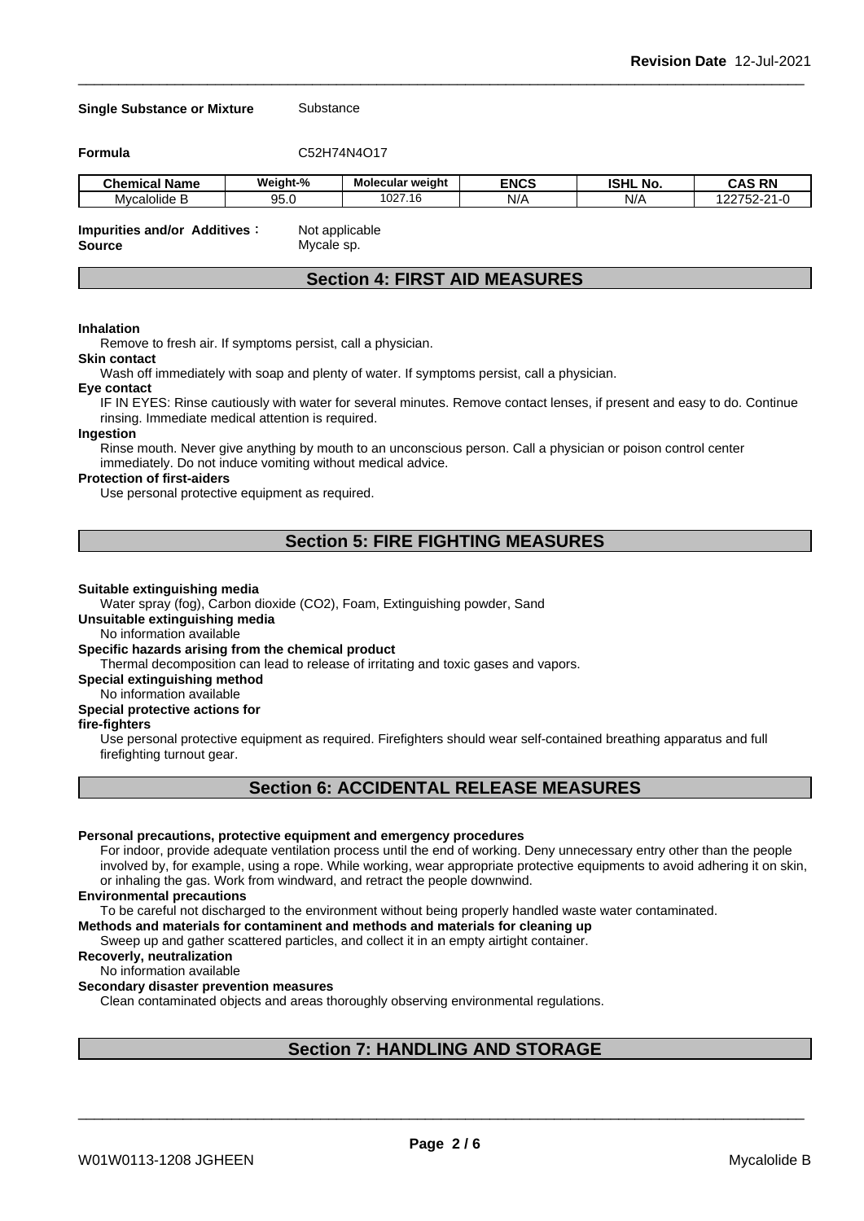**Single Substance or Mixture** Substance

**Formula** $C_{52}H_{74}N_4O_{17}$

| Chemical Name | Weight-% | Molecular weight | ENCS | ISHL No. | CAS RN |
|---|---|---|---|---|---|
| Mycalolide B | 95.0 | 1027.16 | N/A | N/A | 122752-21-0 |

**Impurities and/or Additives :** Not applicable
**Source** Mycale sp.

## Section 4: FIRST AID MEASURES

**Inhalation**
Remove to fresh air. If symptoms persist, call a physician.

**Skin contact**
Wash off immediately with soap and plenty of water. If symptoms persist, call a physician.

**Eye contact**
IF IN EYES: Rinse cautiously with water for several minutes. Remove contact lenses, if present and easy to do. Continue rinsing. Immediate medical attention is required.

**Ingestion**
Rinse mouth. Never give anything by mouth to an unconscious person. Call a physician or poison control center immediately. Do not induce vomiting without medical advice.

**Protection of first-aiders**
Use personal protective equipment as required.

## Section 5: FIRE FIGHTING MEASURES

**Suitable extinguishing media**
Water spray (fog), Carbon dioxide ($CO_2$), Foam, Extinguishing powder, Sand

**Unsuitable extinguishing media**
No information available

**Specific hazards arising from the chemical product**
Thermal decomposition can lead to release of irritating and toxic gases and vapors.

**Special extinguishing method**
No information available

**Special protective actions for fire-fighters**
Use personal protective equipment as required. Firefighters should wear self-contained breathing apparatus and full firefighting turnout gear.

## Section 6: ACCIDENTAL RELEASE MEASURES

**Personal precautions, protective equipment and emergency procedures**
For indoor, provide adequate ventilation process until the end of working. Deny unnecessary entry other than the people involved by, for example, using a rope. While working, wear appropriate protective equipments to avoid adhering it on skin, or inhaling the gas. Work from windward, and retract the people downwind.

**Environmental precautions**
To be careful not discharged to the environment without being properly handled waste water contaminated.

**Methods and materials for contaminent and methods and materials for cleaning up**
Sweep up and gather scattered particles, and collect it in an empty airtight container.

**Recoverly, neutralization**
No information available

**Secondary disaster prevention measures**
Clean contaminated objects and areas thoroughly observing environmental regulations.

## Section 7: HANDLING AND STORAGE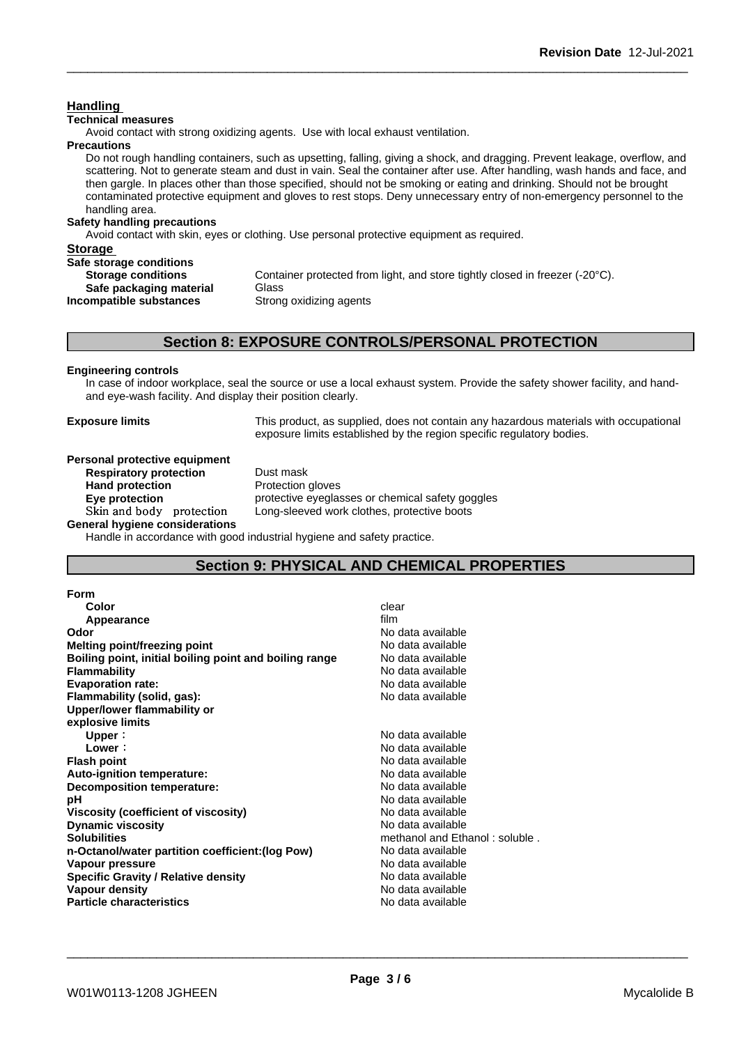## Handling

**Technical measures**

Avoid contact with strong oxidizing agents. Use with local exhaust ventilation.

**Precautions**

Do not rough handling containers, such as upsetting, falling, giving a shock, and dragging. Prevent leakage, overflow, and scattering. Not to generate steam and dust in vain. Seal the container after use. After handling, wash hands and face, and then gargle. In places other than those specified, should not be smoking or eating and drinking. Should not be brought contaminated protective equipment and gloves to rest stops. Deny unnecessary entry of non-emergency personnel to the handling area.

**Safety handling precautions**

Avoid contact with skin, eyes or clothing. Use personal protective equipment as required.

## Storage

**Safe storage conditions**

| | |
|---|---|
| **Storage conditions** | Container protected from light, and store tightly closed in freezer (-20°C). |
| **Safe packaging material** | Glass |
| **Incompatible substances** | Strong oxidizing agents |

## Section 8: EXPOSURE CONTROLS/PERSONAL PROTECTION

**Engineering controls**

In case of indoor workplace, seal the source or use a local exhaust system. Provide the safety shower facility, and hand- and eye-wash facility. And display their position clearly.

**Exposure limits** This product, as supplied, does not contain any hazardous materials with occupational exposure limits established by the region specific regulatory bodies.

**Personal protective equipment**

| | |
|---|---|
| **Respiratory protection** | Dust mask |
| **Hand protection** | Protection gloves |
| **Eye protection** | protective eyeglasses or chemical safety goggles |
| **Skin and body protection** | Long-sleeved work clothes, protective boots |

**General hygiene considerations**

Handle in accordance with good industrial hygiene and safety practice.

## Section 9: PHYSICAL AND CHEMICAL PROPERTIES

| | |
|---|---|
| **Form** | |
| **Color** | clear |
| **Appearance** | film |
| **Odor** | No data available |
| **Melting point/freezing point** | No data available |
| **Boiling point, initial boiling point and boiling range** | No data available |
| **Flammability** | No data available |
| **Evaporation rate:** | No data available |
| **Flammability (solid, gas):** | No data available |
| **Upper/lower flammability or explosive limits** | |
| **Upper**： | No data available |
| **Lower**： | No data available |
| **Flash point** | No data available |
| **Auto-ignition temperature:** | No data available |
| **Decomposition temperature:** | No data available |
| **pH** | No data available |
| **Viscosity (coefficient of viscosity)** | No data available |
| **Dynamic viscosity** | No data available |
| **Solubilities** | methanol and Ethanol : soluble . |
| **n-Octanol/water partition coefficient:(log Pow)** | No data available |
| **Vapour pressure** | No data available |
| **Specific Gravity / Relative density** | No data available |
| **Vapour density** | No data available |
| **Particle characteristics** | No data available |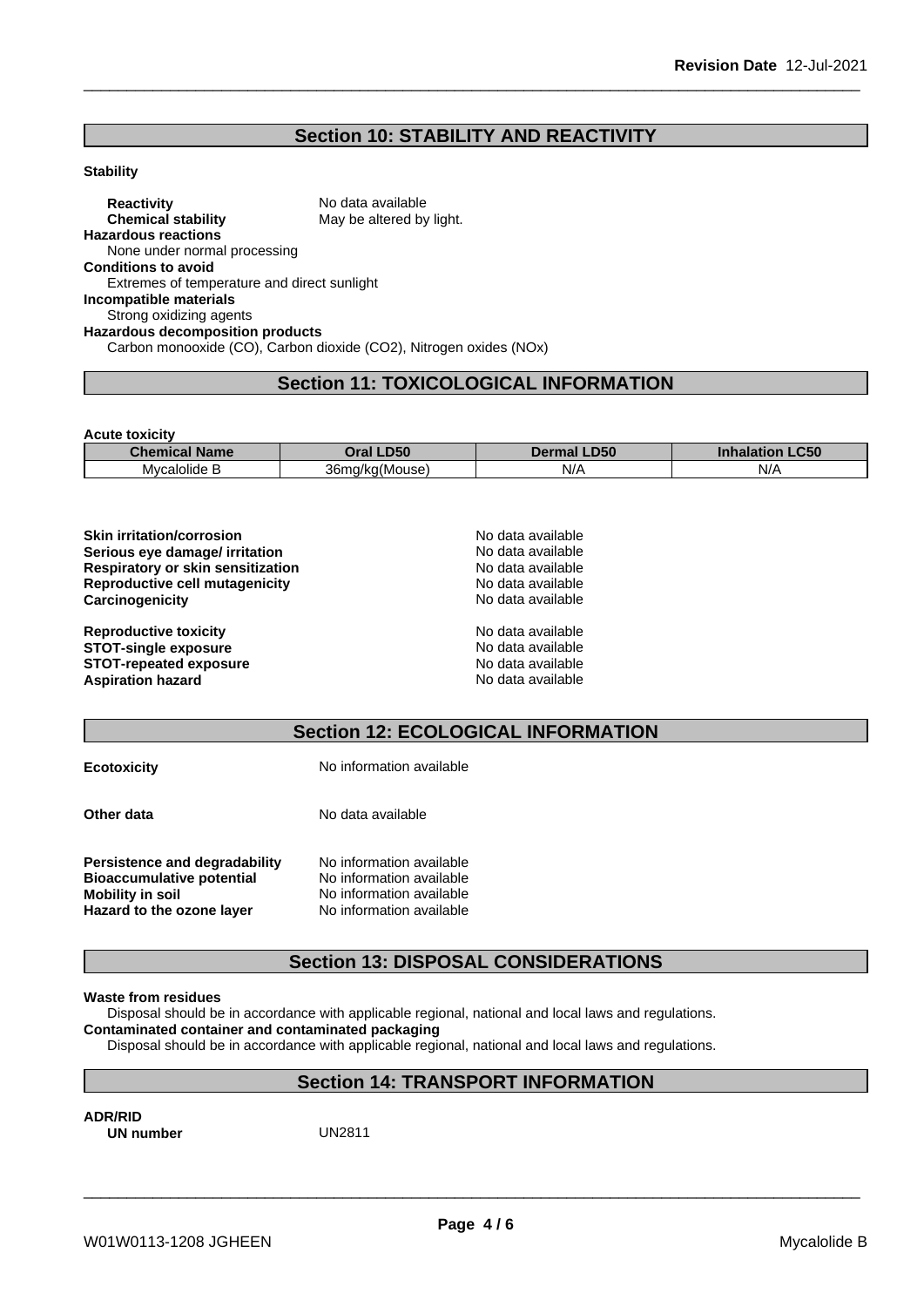## Section 10: STABILITY AND REACTIVITY

**Stability**

**Reactivity** No data available
**Chemical stability** May be altered by light.

**Hazardous reactions**
None under normal processing

**Conditions to avoid**
Extremes of temperature and direct sunlight

**Incompatible materials**
Strong oxidizing agents

**Hazardous decomposition products**
Carbon monooxide (CO), Carbon dioxide ($CO_2$), Nitrogen oxides (NOx)

## Section 11: TOXICOLOGICAL INFORMATION

**Acute toxicity**

| Chemical Name | Oral LD50 | Dermal LD50 | Inhalation LC50 |
|---|---|---|---|
| Mycalolide B | 36mg/kg(Mouse) | N/A | N/A |

**Skin irritation/corrosion** No data available
**Serious eye damage/ irritation** No data available
**Respiratory or skin sensitization** No data available
**Reproductive cell mutagenicity** No data available
**Carcinogenicity** No data available

**Reproductive toxicity** No data available
**STOT-single exposure** No data available
**STOT-repeated exposure** No data available
**Aspiration hazard** No data available

## Section 12: ECOLOGICAL INFORMATION

**Ecotoxicity** No information available

**Other data** No data available

**Persistence and degradability** No information available
**Bioaccumulative potential** No information available
**Mobility in soil** No information available
**Hazard to the ozone layer** No information available

## Section 13: DISPOSAL CONSIDERATIONS

**Waste from residues**
Disposal should be in accordance with applicable regional, national and local laws and regulations.

**Contaminated container and contaminated packaging**
Disposal should be in accordance with applicable regional, national and local laws and regulations.

## Section 14: TRANSPORT INFORMATION

**ADR/RID**
**UN number** UN2811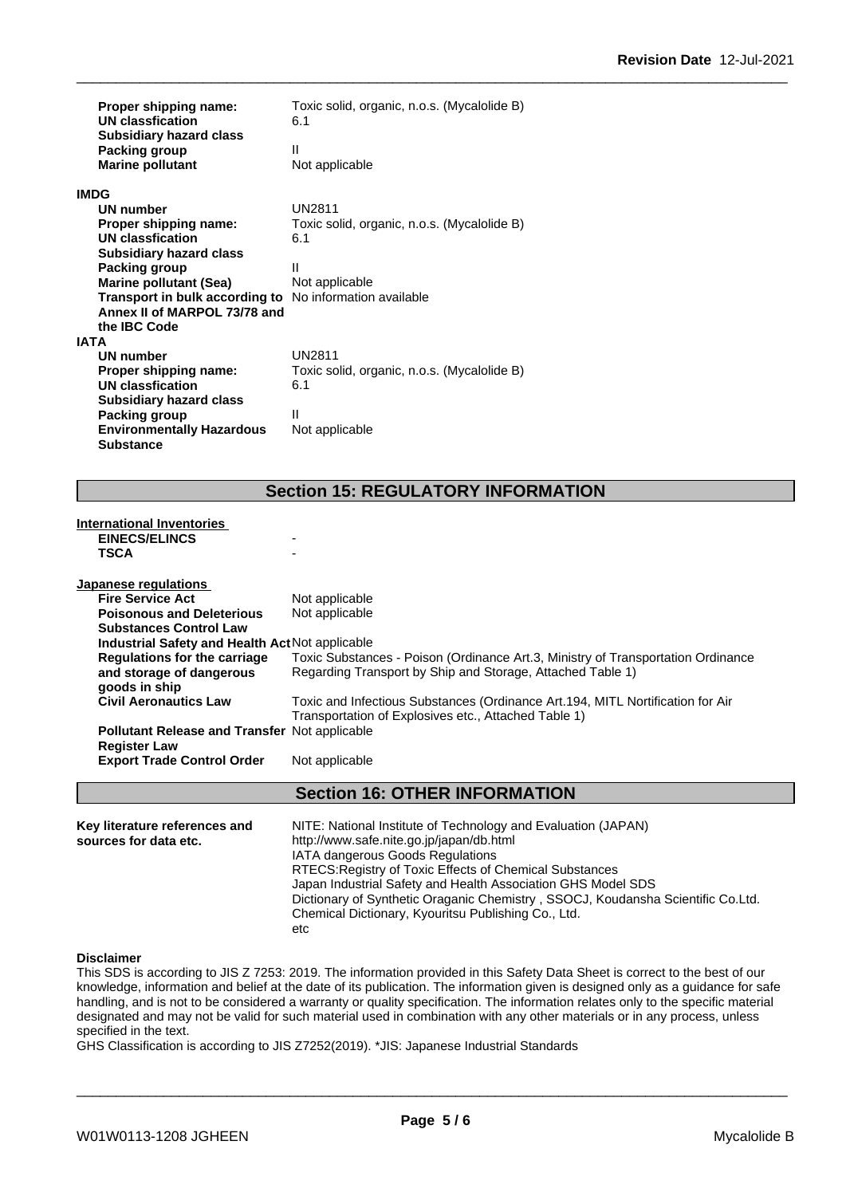| | |
|---|---|
| **Proper shipping name:** | Toxic solid, organic, n.o.s. (Mycalolide B) |
| **UN classfication** | 6.1 |
| **Subsidiary hazard class** | |
| **Packing group** | II |
| **Marine pollutant** | Not applicable |

**IMDG**

| | |
|---|---|
| **UN number** | UN2811 |
| **Proper shipping name:** | Toxic solid, organic, n.o.s. (Mycalolide B) |
| **UN classfication** | 6.1 |
| **Subsidiary hazard class** | |
| **Packing group** | II |
| **Marine pollutant (Sea)** | Not applicable |
| **Transport in bulk according to Annex II of MARPOL 73/78 and the IBC Code** | No information available |

**IATA**

| | |
|---|---|
| **UN number** | UN2811 |
| **Proper shipping name:** | Toxic solid, organic, n.o.s. (Mycalolide B) |
| **UN classfication** | 6.1 |
| **Subsidiary hazard class** | |
| **Packing group** | II |
| **Environmentally Hazardous Substance** | Not applicable |

## Section 15: REGULATORY INFORMATION

**International Inventories**

| | |
|---|---|
| **EINECS/ELINCS** | - |
| **TSCA** | - |

**Japanese regulations**

| | |
|---|---|
| **Fire Service Act** | Not applicable |
| **Poisonous and Deleterious Substances Control Law** | Not applicable |
| **Industrial Safety and Health Act** | Not applicable |
| **Regulations for the carriage and storage of dangerous goods in ship** | Toxic Substances - Poison (Ordinance Art.3, Ministry of Transportation Ordinance Regarding Transport by Ship and Storage, Attached Table 1) |
| **Civil Aeronautics Law** | Toxic and Infectious Substances (Ordinance Art.194, MITL Nortification for Air Transportation of Explosives etc., Attached Table 1) |
| **Pollutant Release and Transfer Register Law** | Not applicable |
| **Export Trade Control Order** | Not applicable |

## Section 16: OTHER INFORMATION

**Key literature references and sources for data etc.**

NITE: National Institute of Technology and Evaluation (JAPAN)
http://www.safe.nite.go.jp/japan/db.html
IATA dangerous Goods Regulations
RTECS:Registry of Toxic Effects of Chemical Substances
Japan Industrial Safety and Health Association GHS Model SDS
Dictionary of Synthetic Oraganic Chemistry , SSOCJ, Koudansha Scientific Co.Ltd.
Chemical Dictionary, Kyouritsu Publishing Co., Ltd.
etc

**Disclaimer**

This SDS is according to JIS Z 7253: 2019. The information provided in this Safety Data Sheet is correct to the best of our knowledge, information and belief at the date of its publication. The information given is designed only as a guidance for safe handling, and is not to be considered a warranty or quality specification. The information relates only to the specific material designated and may not be valid for such material used in combination with any other materials or in any process, unless specified in the text.

GHS Classification is according to JIS Z7252(2019). *JIS: Japanese Industrial Standards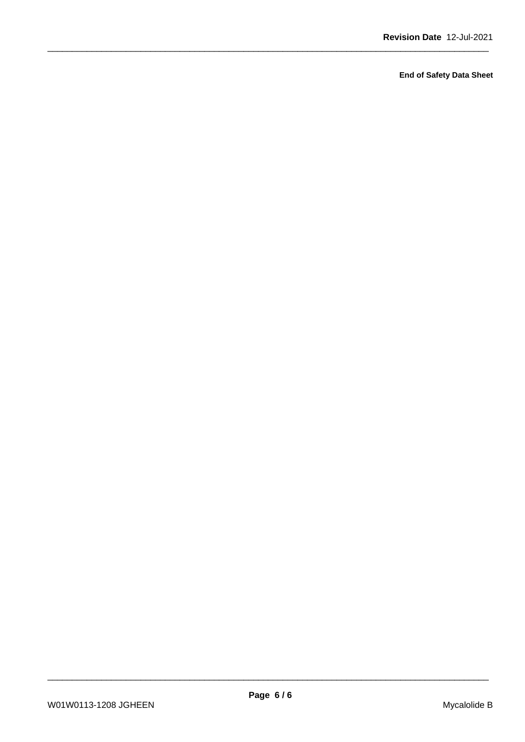**End of Safety Data Sheet**